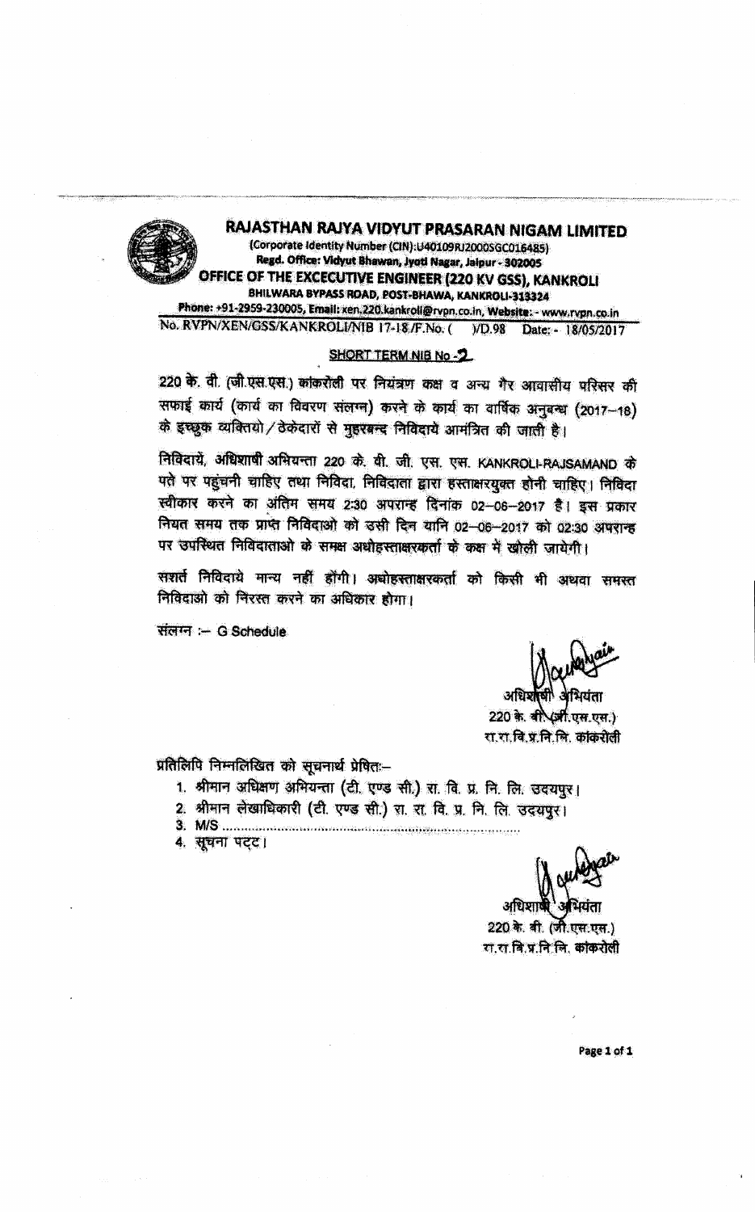# RAJASTHAN RAJYA VIDYUT PRASARAN NIGAM LIMITED

(Corporate Identity Number (CIN):U40109RJ2000SGC016485)

**Regd. Office: Vidyut Bhawan, Jyoti Nagar, Jaipur - 302005**

## OFFICE OF THE EXCECUTIVE ENGINEER (220 KV GSS), KANKROLI

BHILWARA BYPASS ROAD, POST-BHAWA, KANKROLI-313324

**Phone: +91-2959-230005, Email: xen.220.kankroli@rvpn.co.in, Website: - www.rvpn.co.in**

No. RVPN/XEN/GSS/KANKROLI/NIB 17-18 /F.No. ( )/D.98 Date: - 18/05/2017

**SHORT TERM NIB No -2**

220 के. वी. (जी.एस.एस.) कांकरोली पर नियंत्रण कक्ष व अन्य गैर आवासीय परिसर की सफाई कार्य (कार्य का विवरण संलग्न) करने के कार्य का वार्षिक अनुबन्ध (2017–18) के इच्छुक व्यक्तियो / ठेकेदारों से मुहरबन्द निविदायें आमंत्रित की जाती है।

निविदायें, अधिशाषी अभियन्ता 220 के. वी. जी. एस. एस. KANKROLI-RAJSAMAND के पते पर पहुंचनी चाहिए तथा निविदा, निविदाता द्वारा हस्ताक्षरयुक्त होनी चाहिए। निविदा स्वीकार करने का अंतिम समय 2:30 अपरान्ह दिनांक 02–06–2017 है। इस प्रकार नियत समय तक प्राप्त निविदाओ को उसी दिन यानि 02–06–2017 को 02:30 अपरान्ह पर उपस्थित निविदाताओ के समक्ष अधोहस्ताक्षरकर्ता के कक्ष में खोली जायेगी।

सशर्त निविदाये मान्य नहीं होंगी। अधोहस्ताक्षरकर्ता को किसी भी अथवा समस्त निविदाओ को निरस्त करने का अधिकार होगा।

संलग्न :– G Schedule

अधिशाषी अभियंता
220 के. वी. (जी.एस.एस.)
रा.रा.वि.प्र.नि.लि. कांकरोली

प्रतिलिपि निम्नलिखित को सूचनार्थ प्रेषित:–

1. श्रीमान अधिक्षण अभियन्ता (टी. एण्ड सी.) रा. वि. प्र. नि. लि. उदयपुर।
2. श्रीमान लेखाधिकारी (टी. एण्ड सी.) रा. रा. वि. प्र. नि. लि. उदयपुर।
3. M/S ......................................................................................
4. सूचना पट्ट।

अधिशाषी अभियंता
220 के. वी. (जी.एस.एस.)
रा.रा.वि.प्र.नि.लि. कांकरोली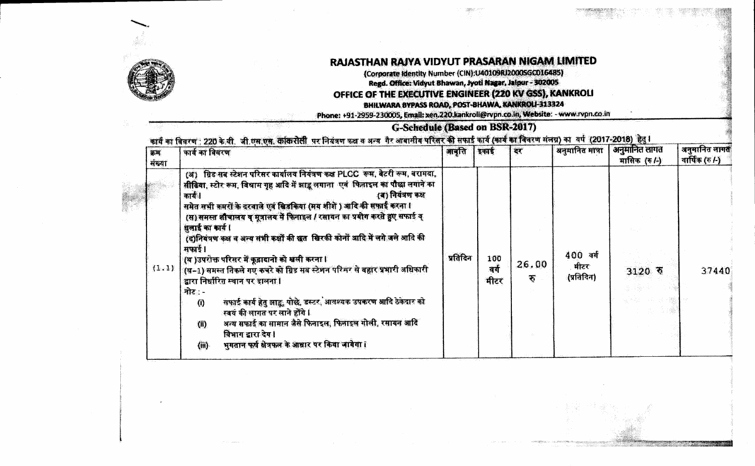# RAJASTHAN RAJYA VIDYUT PRASARAN NIGAM LIMITED

(Corporate Identity Number (CIN):U40109RJ2000SGC016485)

Regd. Office: Vidyut Bhawan, Jyoti Nagar, Jaipur - 302005

## OFFICE OF THE EXECUTIVE ENGINEER (220 KV GSS), KANKROLI

BHILWARA BYPASS ROAD, POST-BHAWA, KANKROLI-313324

Phone: +91-2959-230005, Email: xen.220.kankroli@rvpn.co.in, Website: - www.rvpn.co.in

## G-Schedule (Based on BSR-2017)

कार्य का विवरण : 220 के.वी. जी.एस.एस. कांकरोली पर नियंत्रण कक्ष व अन्य गैर आवासीय परिसर की सफाई कार्य (कार्य का विवरण संलग्न) का वर्ष (2017-2018) हेतु।

| क्रम संख्या | कार्य का विवरण | आवृत्ति | इकाई | दर | अनुमानित मात्रा | अनुमानित लागत मासिक (रु/-) | अनुमानित लागत वार्षिक (रु/-) |
|---|---|---|---|---|---|---|---|
| (1.1) | (अ) ग्रिड सब स्टेशन परिसर कार्यालय नियंत्रण कक्ष PLCC रूम, बेटरी रूम, बरामदा, सीढिया, स्टोर रूम, विश्राम गृह आदि में झाडू लगाना एवं फिनाइल का पौछा लगाने का कार्य। (ब) नियंत्रण कक्ष समेत सभी कमरों के दरवाजे एवं खिडकिया (मय शीशे) आदि की सफाई करना। (स) समस्त शौचालय व् मूत्रालय में फिनाइल / रसायन का प्रयोग करते हुए सफाई व् धुलाई का कार्य। (द)नियंत्रण कक्ष व अन्य सभी कक्षों की छत खिरकी कोनों आदि में लगे जले आदि की सफाई। (य )उपरोक्त परिसर में कूड़ादानो को खाली करना। (य-1) समस्त निकले गए कचरे को ग्रिड सब स्टेशन परिसर से बहार प्रभारी अधिकारी द्वारा निर्धारित स्थान पर डालना। नोट :- (i) सफाई कार्य हेतु झाडू, पोछे, डस्टर, आवश्यक उपकरण आदि ठेकेदार को स्वयं की लागत पर लाने होंगे। (ii) अन्य सफाई का सामान जैसे फिनाइल, फिनाइल गोली, रसायन आदि विभाग द्वारा देय। (iii) भुगतान फर्श क्षेत्रफल के आधार पर किया जावेगा। | प्रतिदिन | 100 वर्ग मीटर | 26.00 रु | 400 वर्ग मीटर (प्रतिदिन) | 3120 रु | 37440 |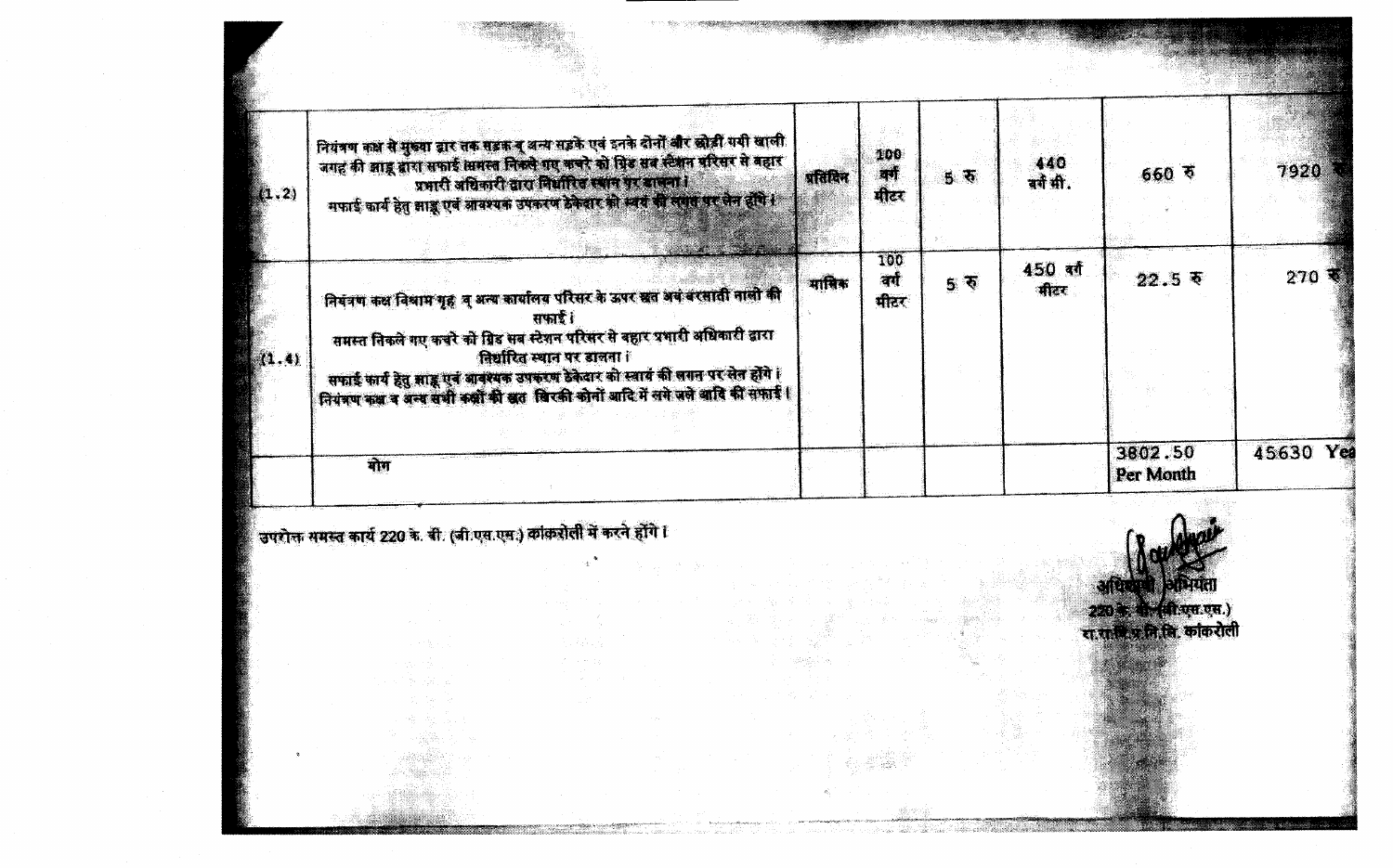| | | | | | | | |
|---|---|---|---|---|---|---|---|
| (1.2) | नियंत्रण कक्ष से मुख्य द्वार तक सड़क व् अन्य सड़के एवं इनके दोनों और छोड़ी गयी खाली जगह की झाड़ू द्वारा सफाई समस्त निकले गए कचरे को ग्रिड सब स्टेशन परिसर से बहार प्रभारी अधिकारी द्वारा निर्धारित स्थान पर डालना। सफाई कार्य हेतु झाड़ू एवं आवश्यक उपकरण ठेकेदार को स्वयं की लागत पर लेन होंगे। | प्रतिदिन | 100 वर्ग मीटर | 5 रु | 440 वर्ग मी. | 660 रु | 7920 रु |
| (1.4) | नियंत्रण कक्ष विश्राम गृह व् अन्य कार्यालय परिसर के ऊपर छत अवं बरसाती नाली की सफाई। समस्त निकले गए कचरे को ग्रिड सब स्टेशन परिसर से बहार प्रभारी अधिकारी द्वारा निर्धारित स्थान पर डालना। सफाई कार्य हेतु झाड़ू एवं आवश्यक उपकरण ठेकेदार को स्वयं की लागत पर लेन होंगे। नियंत्रण कक्ष व अन्य सभी कक्षों की छत खिरकी कोनों आदि में लगे जले आदि की सफाई। | मासिक | 100 वर्ग मीटर | 5 रु | 450 वर्ग मीटर | 22.5 रु | 270 रु |
| | योग | | | | | 3802.50 Per Month | 45630 Yea |

उपरोक्त समस्त कार्य 220 के. वी. (जी.एस.एस.) कांकरोली में करने होंगे।

अधिशाषी अभियंता
220 के. वी. (जी.एस.एस.)
रा.रा.वि.प्र.नि.लि. कांकरोली